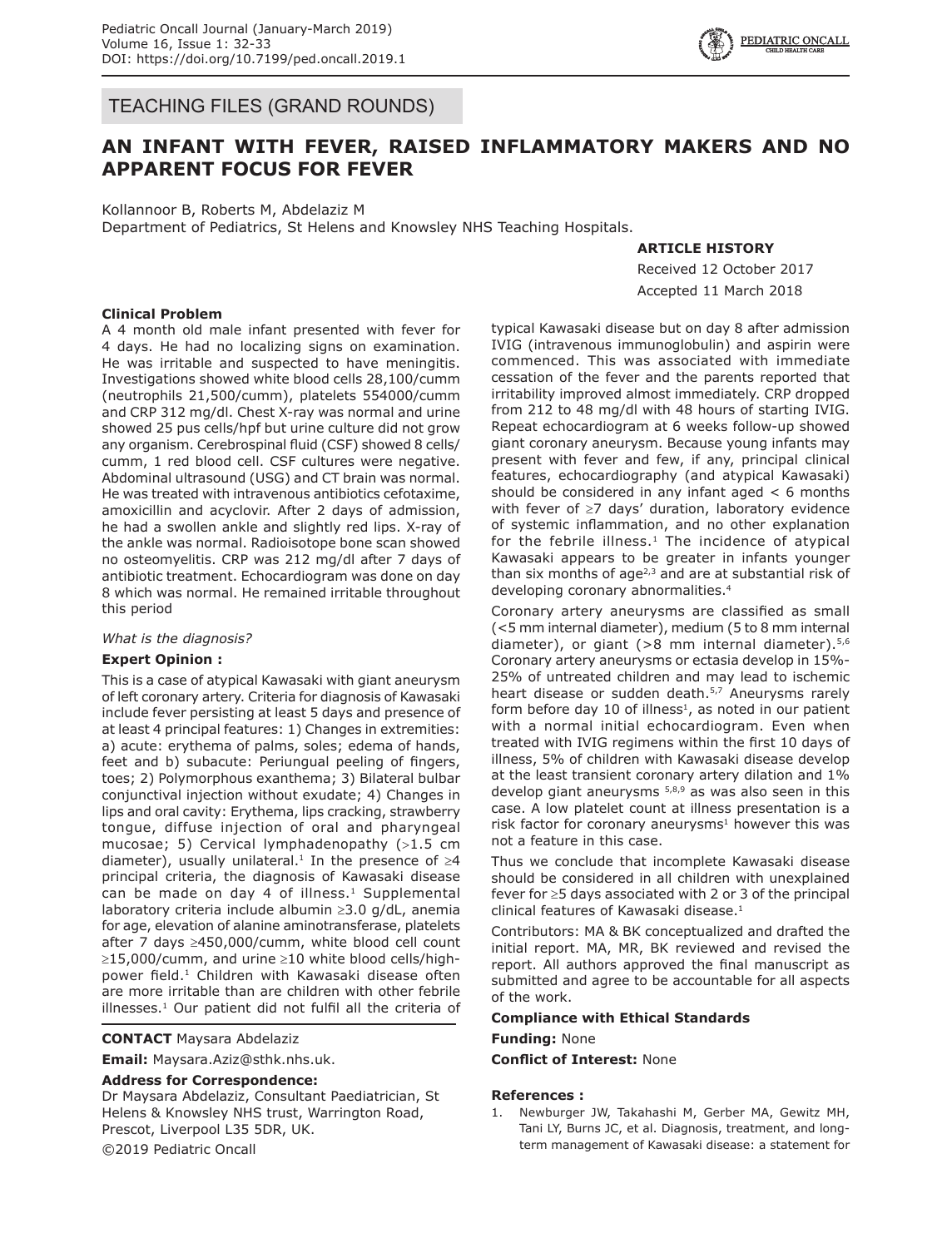TEACHING FILES (GRAND ROUNDS)

# AN INFANT WITH FEVER, RAISED INFLAMMATORY MAKERS AND NO APPARENT FOCUS FOR FEVER

Kollannoor B, Roberts M, Abdelaziz M

Department of Pediatrics, St Helens and Knowsley NHS Teaching Hospitals.

**ARTICLE HISTORY**

Received 12 October 2017

Accepted 11 March 2018

**Clinical Problem**

A 4 month old male infant presented with fever for 4 days. He had no localizing signs on examination. He was irritable and suspected to have meningitis. Investigations showed white blood cells 28,100/cumm (neutrophils 21,500/cumm), platelets 554000/cumm and CRP 312 mg/dl. Chest X-ray was normal and urine showed 25 pus cells/hpf but urine culture did not grow any organism. Cerebrospinal fluid (CSF) showed 8 cells/cumm, 1 red blood cell. CSF cultures were negative. Abdominal ultrasound (USG) and CT brain was normal. He was treated with intravenous antibiotics cefotaxime, amoxicillin and acyclovir. After 2 days of admission, he had a swollen ankle and slightly red lips. X-ray of the ankle was normal. Radioisotope bone scan showed no osteomyelitis. CRP was 212 mg/dl after 7 days of antibiotic treatment. Echocardiogram was done on day 8 which was normal. He remained irritable throughout this period

*What is the diagnosis?*

**Expert Opinion :**

This is a case of atypical Kawasaki with giant aneurysm of left coronary artery. Criteria for diagnosis of Kawasaki include fever persisting at least 5 days and presence of at least 4 principal features: 1) Changes in extremities: a) acute: erythema of palms, soles; edema of hands, feet and b) subacute: Periungual peeling of fingers, toes; 2) Polymorphous exanthema; 3) Bilateral bulbar conjunctival injection without exudate; 4) Changes in lips and oral cavity: Erythema, lips cracking, strawberry tongue, diffuse injection of oral and pharyngeal mucosae; 5) Cervical lymphadenopathy (>1.5 cm diameter), usually unilateral.[1] In the presence of ≥4 principal criteria, the diagnosis of Kawasaki disease can be made on day 4 of illness.[1] Supplemental laboratory criteria include albumin ≥3.0 g/dL, anemia for age, elevation of alanine aminotransferase, platelets after 7 days ≥450,000/cumm, white blood cell count ≥15,000/cumm, and urine ≥10 white blood cells/high-power field.[1] Children with Kawasaki disease often are more irritable than are children with other febrile illnesses.[1] Our patient did not fulfil all the criteria of typical Kawasaki disease but on day 8 after admission IVIG (intravenous immunoglobulin) and aspirin were commenced. This was associated with immediate cessation of the fever and the parents reported that irritability improved almost immediately. CRP dropped from 212 to 48 mg/dl with 48 hours of starting IVIG. Repeat echocardiogram at 6 weeks follow-up showed giant coronary aneurysm. Because young infants may present with fever and few, if any, principal clinical features, echocardiography (and atypical Kawasaki) should be considered in any infant aged < 6 months with fever of ≥7 days' duration, laboratory evidence of systemic inflammation, and no other explanation for the febrile illness.[1] The incidence of atypical Kawasaki appears to be greater in infants younger than six months of age[2,3] and are at substantial risk of developing coronary abnormalities.[4]

Coronary artery aneurysms are classified as small (<5 mm internal diameter), medium (5 to 8 mm internal diameter), or giant (>8 mm internal diameter).[5,6] Coronary artery aneurysms or ectasia develop in 15%-25% of untreated children and may lead to ischemic heart disease or sudden death.[5,7] Aneurysms rarely form before day 10 of illness[1], as noted in our patient with a normal initial echocardiogram. Even when treated with IVIG regimens within the first 10 days of illness, 5% of children with Kawasaki disease develop at the least transient coronary artery dilation and 1% develop giant aneurysms [5,8,9] as was also seen in this case. A low platelet count at illness presentation is a risk factor for coronary aneurysms[1] however this was not a feature in this case.

Thus we conclude that incomplete Kawasaki disease should be considered in all children with unexplained fever for ≥5 days associated with 2 or 3 of the principal clinical features of Kawasaki disease.[1]

Contributors: MA & BK conceptualized and drafted the initial report. MA, MR, BK reviewed and revised the report. All authors approved the final manuscript as submitted and agree to be accountable for all aspects of the work.

**Compliance with Ethical Standards**

**Funding:** None

**Conflict of Interest:** None

**CONTACT** Maysara Abdelaziz

**Email:** Maysara.Aziz@sthk.nhs.uk.

**Address for Correspondence:**

Dr Maysara Abdelaziz, Consultant Paediatrician, St Helens & Knowsley NHS trust, Warrington Road, Prescot, Liverpool L35 5DR, UK.

©2019 Pediatric Oncall

**References :**

1. Newburger JW, Takahashi M, Gerber MA, Gewitz MH, Tani LY, Burns JC, et al. Diagnosis, treatment, and long-term management of Kawasaki disease: a statement for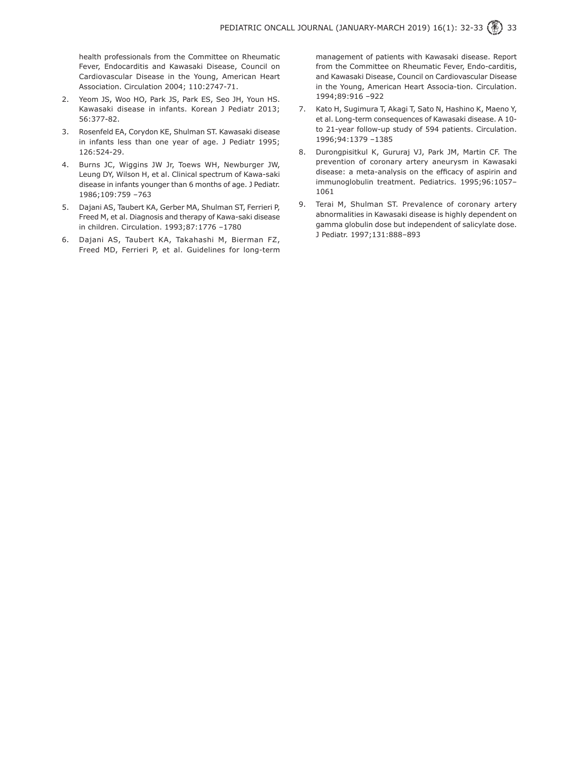health professionals from the Committee on Rheumatic Fever, Endocarditis and Kawasaki Disease, Council on Cardiovascular Disease in the Young, American Heart Association. Circulation 2004; 110:2747-71.

2. Yeom JS, Woo HO, Park JS, Park ES, Seo JH, Youn HS. Kawasaki disease in infants. Korean J Pediatr 2013; 56:377-82.

3. Rosenfeld EA, Corydon KE, Shulman ST. Kawasaki disease in infants less than one year of age. J Pediatr 1995; 126:524-29.

4. Burns JC, Wiggins JW Jr, Toews WH, Newburger JW, Leung DY, Wilson H, et al. Clinical spectrum of Kawa-saki disease in infants younger than 6 months of age. J Pediatr. 1986;109:759 –763

5. Dajani AS, Taubert KA, Gerber MA, Shulman ST, Ferrieri P, Freed M, et al. Diagnosis and therapy of Kawa-saki disease in children. Circulation. 1993;87:1776 –1780

6. Dajani AS, Taubert KA, Takahashi M, Bierman FZ, Freed MD, Ferrieri P, et al. Guidelines for long-term management of patients with Kawasaki disease. Report from the Committee on Rheumatic Fever, Endo-carditis, and Kawasaki Disease, Council on Cardiovascular Disease in the Young, American Heart Associa-tion. Circulation. 1994;89:916 –922

7. Kato H, Sugimura T, Akagi T, Sato N, Hashino K, Maeno Y, et al. Long-term consequences of Kawasaki disease. A 10- to 21-year follow-up study of 594 patients. Circulation. 1996;94:1379 –1385

8. Durongpisitkul K, Gururaj VJ, Park JM, Martin CF. The prevention of coronary artery aneurysm in Kawasaki disease: a meta-analysis on the efficacy of aspirin and immunoglobulin treatment. Pediatrics. 1995;96:1057–1061

9. Terai M, Shulman ST. Prevalence of coronary artery abnormalities in Kawasaki disease is highly dependent on gamma globulin dose but independent of salicylate dose. J Pediatr. 1997;131:888–893